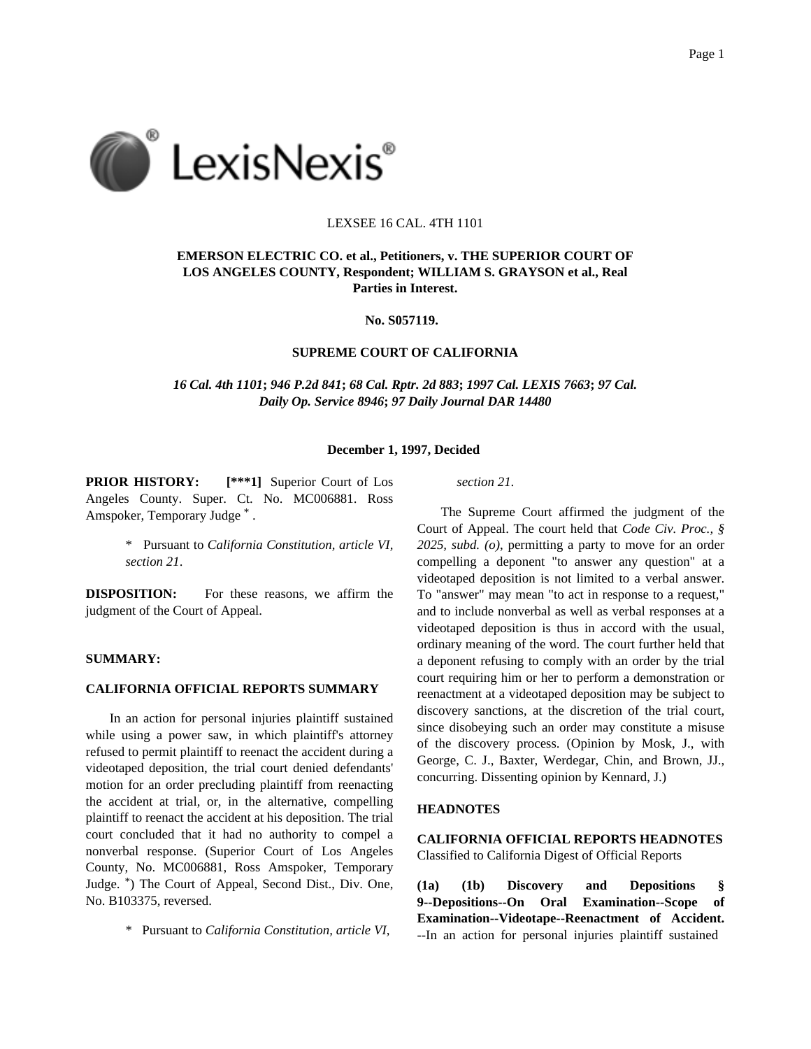LEXSEE 16 CAL. 4TH 1101

**EMERSON ELECTRIC CO. et al., Petitioners, v. THE SUPERIOR COURT OF LOS ANGELES COUNTY, Respondent; WILLIAM S. GRAYSON et al., Real Parties in Interest.**

**No. S057119.**

**SUPREME COURT OF CALIFORNIA**

***16 Cal. 4th 1101*; *946 P.2d 841*; *68 Cal. Rptr. 2d 883*; *1997 Cal. LEXIS 7663*; *97 Cal. Daily Op. Service 8946*; *97 Daily Journal DAR 14480***

**December 1, 1997, Decided**

**PRIOR HISTORY:** **[***1]** Superior Court of Los Angeles County. Super. Ct. No. MC006881. Ross Amspoker, Temporary Judge * .

> \* Pursuant to *California Constitution, article VI, section 21*.

**DISPOSITION:** For these reasons, we affirm the judgment of the Court of Appeal.

**SUMMARY:**

**CALIFORNIA OFFICIAL REPORTS SUMMARY**

In an action for personal injuries plaintiff sustained while using a power saw, in which plaintiff's attorney refused to permit plaintiff to reenact the accident during a videotaped deposition, the trial court denied defendants' motion for an order precluding plaintiff from reenacting the accident at trial, or, in the alternative, compelling plaintiff to reenact the accident at his deposition. The trial court concluded that it had no authority to compel a nonverbal response. (Superior Court of Los Angeles County, No. MC006881, Ross Amspoker, Temporary Judge. *) The Court of Appeal, Second Dist., Div. One, No. B103375, reversed.

> \* Pursuant to *California Constitution, article VI, section 21*.

The Supreme Court affirmed the judgment of the Court of Appeal. The court held that *Code Civ. Proc., § 2025, subd. (o)*, permitting a party to move for an order compelling a deponent "to answer any question" at a videotaped deposition is not limited to a verbal answer. To "answer" may mean "to act in response to a request," and to include nonverbal as well as verbal responses at a videotaped deposition is thus in accord with the usual, ordinary meaning of the word. The court further held that a deponent refusing to comply with an order by the trial court requiring him or her to perform a demonstration or reenactment at a videotaped deposition may be subject to discovery sanctions, at the discretion of the trial court, since disobeying such an order may constitute a misuse of the discovery process. (Opinion by Mosk, J., with George, C. J., Baxter, Werdegar, Chin, and Brown, JJ., concurring. Dissenting opinion by Kennard, J.)

**HEADNOTES**

**CALIFORNIA OFFICIAL REPORTS HEADNOTES**
Classified to California Digest of Official Reports

**(1a) (1b) Discovery and Depositions § 9--Depositions--On Oral Examination--Scope of Examination--Videotape--Reenactment of Accident.** --In an action for personal injuries plaintiff sustained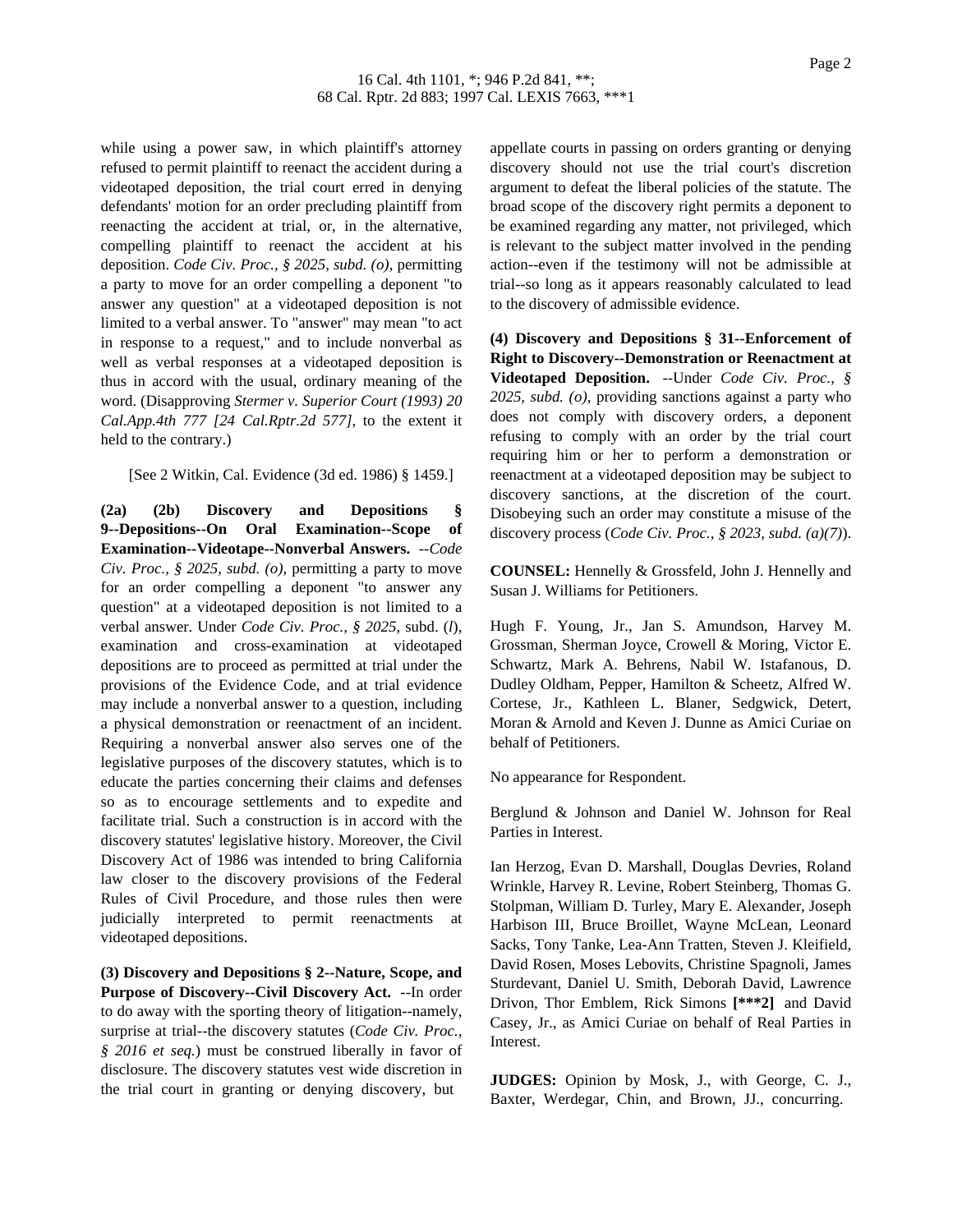while using a power saw, in which plaintiff's attorney refused to permit plaintiff to reenact the accident during a videotaped deposition, the trial court erred in denying defendants' motion for an order precluding plaintiff from reenacting the accident at trial, or, in the alternative, compelling plaintiff to reenact the accident at his deposition. *Code Civ. Proc., § 2025, subd. (o)*, permitting a party to move for an order compelling a deponent "to answer any question" at a videotaped deposition is not limited to a verbal answer. To "answer" may mean "to act in response to a request," and to include nonverbal as well as verbal responses at a videotaped deposition is thus in accord with the usual, ordinary meaning of the word. (Disapproving *Stermer v. Superior Court (1993) 20 Cal.App.4th 777 [24 Cal.Rptr.2d 577]*, to the extent it held to the contrary.)

[See 2 Witkin, Cal. Evidence (3d ed. 1986) § 1459.]

**(2a) (2b) Discovery and Depositions § 9--Depositions--On Oral Examination--Scope of Examination--Videotape--Nonverbal Answers.** --*Code Civ. Proc., § 2025, subd. (o)*, permitting a party to move for an order compelling a deponent "to answer any question" at a videotaped deposition is not limited to a verbal answer. Under *Code Civ. Proc., § 2025*, subd. (*l*), examination and cross-examination at videotaped depositions are to proceed as permitted at trial under the provisions of the Evidence Code, and at trial evidence may include a nonverbal answer to a question, including a physical demonstration or reenactment of an incident. Requiring a nonverbal answer also serves one of the legislative purposes of the discovery statutes, which is to educate the parties concerning their claims and defenses so as to encourage settlements and to expedite and facilitate trial. Such a construction is in accord with the discovery statutes' legislative history. Moreover, the Civil Discovery Act of 1986 was intended to bring California law closer to the discovery provisions of the Federal Rules of Civil Procedure, and those rules then were judicially interpreted to permit reenactments at videotaped depositions.

**(3) Discovery and Depositions § 2--Nature, Scope, and Purpose of Discovery--Civil Discovery Act.** --In order to do away with the sporting theory of litigation--namely, surprise at trial--the discovery statutes (*Code Civ. Proc., § 2016 et seq.*) must be construed liberally in favor of disclosure. The discovery statutes vest wide discretion in the trial court in granting or denying discovery, but appellate courts in passing on orders granting or denying discovery should not use the trial court's discretion argument to defeat the liberal policies of the statute. The broad scope of the discovery right permits a deponent to be examined regarding any matter, not privileged, which is relevant to the subject matter involved in the pending action--even if the testimony will not be admissible at trial--so long as it appears reasonably calculated to lead to the discovery of admissible evidence.

**(4) Discovery and Depositions § 31--Enforcement of Right to Discovery--Demonstration or Reenactment at Videotaped Deposition.** --Under *Code Civ. Proc., § 2025, subd. (o)*, providing sanctions against a party who does not comply with discovery orders, a deponent refusing to comply with an order by the trial court requiring him or her to perform a demonstration or reenactment at a videotaped deposition may be subject to discovery sanctions, at the discretion of the court. Disobeying such an order may constitute a misuse of the discovery process (*Code Civ. Proc., § 2023, subd. (a)(7)*).

**COUNSEL:** Hennelly & Grossfeld, John J. Hennelly and Susan J. Williams for Petitioners.

Hugh F. Young, Jr., Jan S. Amundson, Harvey M. Grossman, Sherman Joyce, Crowell & Moring, Victor E. Schwartz, Mark A. Behrens, Nabil W. Istafanous, D. Dudley Oldham, Pepper, Hamilton & Scheetz, Alfred W. Cortese, Jr., Kathleen L. Blaner, Sedgwick, Detert, Moran & Arnold and Keven J. Dunne as Amici Curiae on behalf of Petitioners.

No appearance for Respondent.

Berglund & Johnson and Daniel W. Johnson for Real Parties in Interest.

Ian Herzog, Evan D. Marshall, Douglas Devries, Roland Wrinkle, Harvey R. Levine, Robert Steinberg, Thomas G. Stolpman, William D. Turley, Mary E. Alexander, Joseph Harbison III, Bruce Broillet, Wayne McLean, Leonard Sacks, Tony Tanke, Lea-Ann Tratten, Steven J. Kleifield, David Rosen, Moses Lebovits, Christine Spagnoli, James Sturdevant, Daniel U. Smith, Deborah David, Lawrence Drivon, Thor Emblem, Rick Simons **[***2]** and David Casey, Jr., as Amici Curiae on behalf of Real Parties in Interest.

**JUDGES:** Opinion by Mosk, J., with George, C. J., Baxter, Werdegar, Chin, and Brown, JJ., concurring.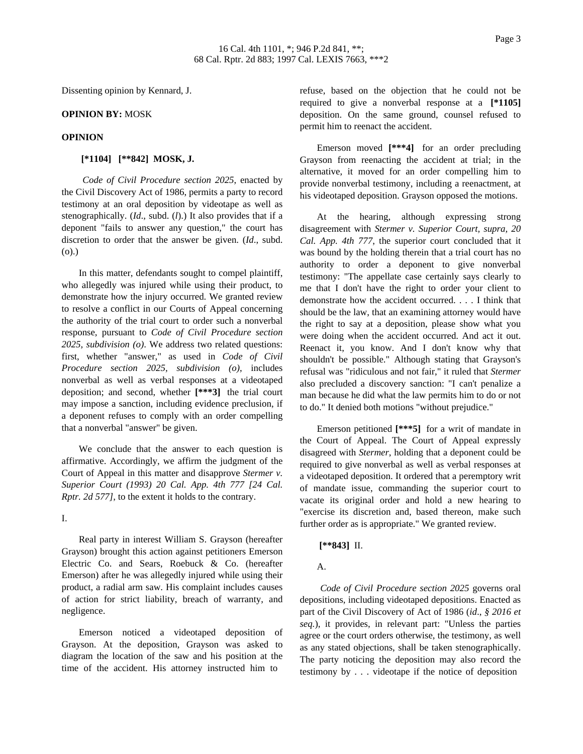Dissenting opinion by Kennard, J.

**OPINION BY:** MOSK

**OPINION**

**[*1104] [**842] MOSK, J.**

*Code of Civil Procedure section 2025*, enacted by the Civil Discovery Act of 1986, permits a party to record testimony at an oral deposition by videotape as well as stenographically. (*Id*., subd. (*l*).) It also provides that if a deponent "fails to answer any question," the court has discretion to order that the answer be given. (*Id*., subd. (o).)

In this matter, defendants sought to compel plaintiff, who allegedly was injured while using their product, to demonstrate how the injury occurred. We granted review to resolve a conflict in our Courts of Appeal concerning the authority of the trial court to order such a nonverbal response, pursuant to *Code of Civil Procedure section 2025, subdivision (o)*. We address two related questions: first, whether "answer," as used in *Code of Civil Procedure section 2025, subdivision (o)*, includes nonverbal as well as verbal responses at a videotaped deposition; and second, whether **[***3]** the trial court may impose a sanction, including evidence preclusion, if a deponent refuses to comply with an order compelling that a nonverbal "answer" be given.

We conclude that the answer to each question is affirmative. Accordingly, we affirm the judgment of the Court of Appeal in this matter and disapprove *Stermer v. Superior Court (1993) 20 Cal. App. 4th 777 [24 Cal. Rptr. 2d 577]*, to the extent it holds to the contrary.

I.

Real party in interest William S. Grayson (hereafter Grayson) brought this action against petitioners Emerson Electric Co. and Sears, Roebuck & Co. (hereafter Emerson) after he was allegedly injured while using their product, a radial arm saw. His complaint includes causes of action for strict liability, breach of warranty, and negligence.

Emerson noticed a videotaped deposition of Grayson. At the deposition, Grayson was asked to diagram the location of the saw and his position at the time of the accident. His attorney instructed him to refuse, based on the objection that he could not be required to give a nonverbal response at a **[*1105]** deposition. On the same ground, counsel refused to permit him to reenact the accident.

Emerson moved **[***4]** for an order precluding Grayson from reenacting the accident at trial; in the alternative, it moved for an order compelling him to provide nonverbal testimony, including a reenactment, at his videotaped deposition. Grayson opposed the motions.

At the hearing, although expressing strong disagreement with *Stermer v. Superior Court, supra, 20 Cal. App. 4th 777*, the superior court concluded that it was bound by the holding therein that a trial court has no authority to order a deponent to give nonverbal testimony: "The appellate case certainly says clearly to me that I don't have the right to order your client to demonstrate how the accident occurred. . . . I think that should be the law, that an examining attorney would have the right to say at a deposition, please show what you were doing when the accident occurred. And act it out. Reenact it, you know. And I don't know why that shouldn't be possible." Although stating that Grayson's refusal was "ridiculous and not fair," it ruled that *Stermer* also precluded a discovery sanction: "I can't penalize a man because he did what the law permits him to do or not to do." It denied both motions "without prejudice."

Emerson petitioned **[***5]** for a writ of mandate in the Court of Appeal. The Court of Appeal expressly disagreed with *Stermer*, holding that a deponent could be required to give nonverbal as well as verbal responses at a videotaped deposition. It ordered that a peremptory writ of mandate issue, commanding the superior court to vacate its original order and hold a new hearing to "exercise its discretion and, based thereon, make such further order as is appropriate." We granted review.

**[**843]** II.

A.

*Code of Civil Procedure section 2025* governs oral depositions, including videotaped depositions. Enacted as part of the Civil Discovery of Act of 1986 (*id*., *§ 2016 et seq.*), it provides, in relevant part: "Unless the parties agree or the court orders otherwise, the testimony, as well as any stated objections, shall be taken stenographically. The party noticing the deposition may also record the testimony by . . . videotape if the notice of deposition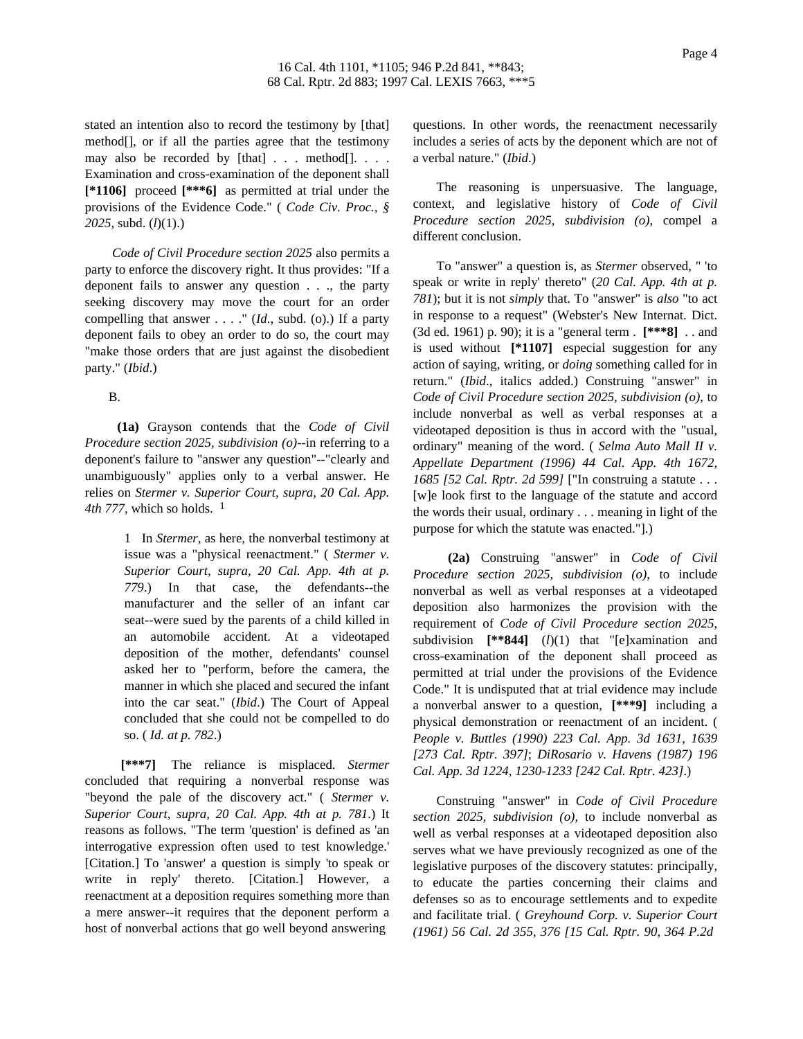stated an intention also to record the testimony by [that] method[], or if all the parties agree that the testimony may also be recorded by [that] . . . method[]. . . . Examination and cross-examination of the deponent shall **[*1106]** proceed **[***6]** as permitted at trial under the provisions of the Evidence Code." ( *Code Civ. Proc., § 2025*, subd. (*l*)(1).)

*Code of Civil Procedure section 2025* also permits a party to enforce the discovery right. It thus provides: "If a deponent fails to answer any question . . ., the party seeking discovery may move the court for an order compelling that answer . . . ." (*Id*., subd. (o).) If a party deponent fails to obey an order to do so, the court may "make those orders that are just against the disobedient party." (*Ibid*.)

B.

**(1a)** Grayson contends that the *Code of Civil Procedure section 2025, subdivision (o)*--in referring to a deponent's failure to "answer any question"--"clearly and unambiguously" applies only to a verbal answer. He relies on *Stermer v. Superior Court, supra, 20 Cal. App. 4th 777*, which so holds. [1]

> 1 In *Stermer*, as here, the nonverbal testimony at issue was a "physical reenactment." ( *Stermer v. Superior Court, supra, 20 Cal. App. 4th at p. 779*.) In that case, the defendants--the manufacturer and the seller of an infant car seat--were sued by the parents of a child killed in an automobile accident. At a videotaped deposition of the mother, defendants' counsel asked her to "perform, before the camera, the manner in which she placed and secured the infant into the car seat." (*Ibid*.) The Court of Appeal concluded that she could not be compelled to do so. ( *Id. at p. 782*.)

**[***7]** The reliance is misplaced. *Stermer* concluded that requiring a nonverbal response was "beyond the pale of the discovery act." ( *Stermer v. Superior Court, supra, 20 Cal. App. 4th at p. 781*.) It reasons as follows. "The term 'question' is defined as 'an interrogative expression often used to test knowledge.' [Citation.] To 'answer' a question is simply 'to speak or write in reply' thereto. [Citation.] However, a reenactment at a deposition requires something more than a mere answer--it requires that the deponent perform a host of nonverbal actions that go well beyond answering questions. In other words, the reenactment necessarily includes a series of acts by the deponent which are not of a verbal nature." (*Ibid*.)

The reasoning is unpersuasive. The language, context, and legislative history of *Code of Civil Procedure section 2025, subdivision (o)*, compel a different conclusion.

To "answer" a question is, as *Stermer* observed, " 'to speak or write in reply' thereto" (*20 Cal. App. 4th at p. 781*); but it is not *simply* that. To "answer" is *also* "to act in response to a request" (Webster's New Internat. Dict. (3d ed. 1961) p. 90); it is a "general term . **[***8]** . . and is used without **[*1107]** especial suggestion for any action of saying, writing, or *doing* something called for in return." (*Ibid*., italics added.) Construing "answer" in *Code of Civil Procedure section 2025, subdivision (o)*, to include nonverbal as well as verbal responses at a videotaped deposition is thus in accord with the "usual, ordinary" meaning of the word. ( *Selma Auto Mall II v. Appellate Department (1996) 44 Cal. App. 4th 1672, 1685 [52 Cal. Rptr. 2d 599]* ["In construing a statute . . . [w]e look first to the language of the statute and accord the words their usual, ordinary . . . meaning in light of the purpose for which the statute was enacted."].)

**(2a)** Construing "answer" in *Code of Civil Procedure section 2025, subdivision (o)*, to include nonverbal as well as verbal responses at a videotaped deposition also harmonizes the provision with the requirement of *Code of Civil Procedure section 2025*, subdivision **[**844]** (*l*)(1) that "[e]xamination and cross-examination of the deponent shall proceed as permitted at trial under the provisions of the Evidence Code." It is undisputed that at trial evidence may include a nonverbal answer to a question, **[***9]** including a physical demonstration or reenactment of an incident. ( *People v. Buttles (1990) 223 Cal. App. 3d 1631, 1639 [273 Cal. Rptr. 397]*; *DiRosario v. Havens (1987) 196 Cal. App. 3d 1224, 1230-1233 [242 Cal. Rptr. 423]*.)

Construing "answer" in *Code of Civil Procedure section 2025, subdivision (o)*, to include nonverbal as well as verbal responses at a videotaped deposition also serves what we have previously recognized as one of the legislative purposes of the discovery statutes: principally, to educate the parties concerning their claims and defenses so as to encourage settlements and to expedite and facilitate trial. ( *Greyhound Corp. v. Superior Court (1961) 56 Cal. 2d 355, 376 [15 Cal. Rptr. 90, 364 P.2d*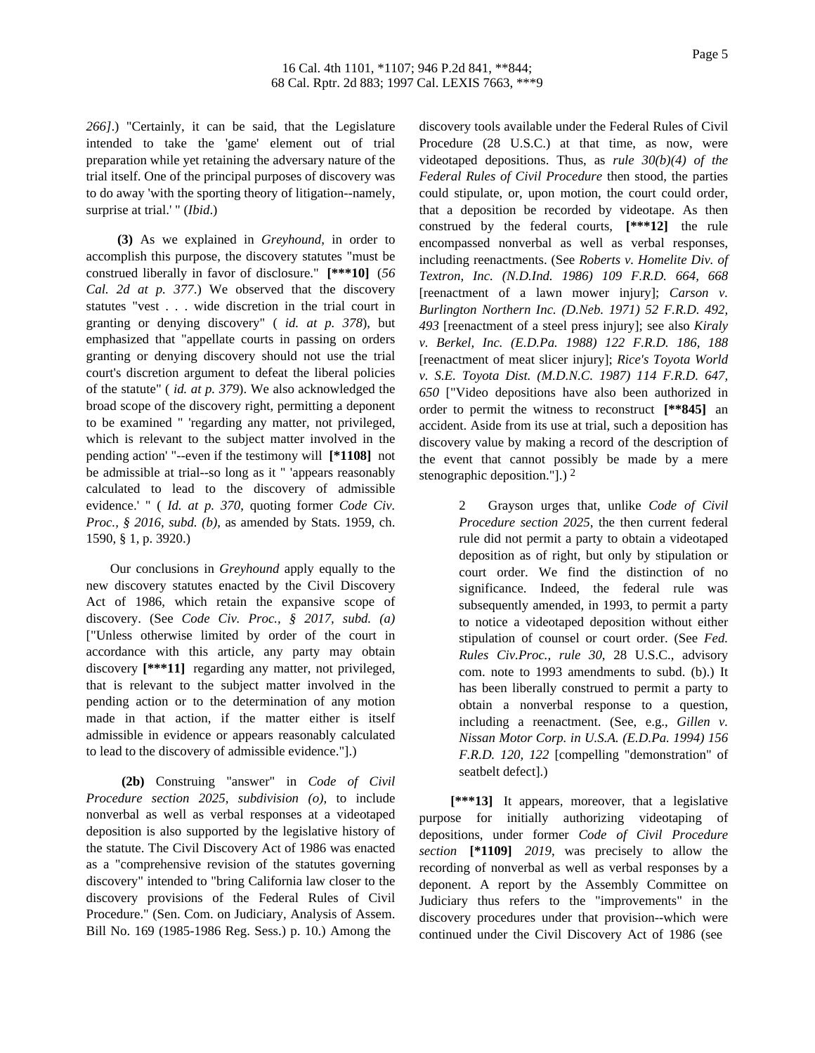*266]*.) "Certainly, it can be said, that the Legislature intended to take the 'game' element out of trial preparation while yet retaining the adversary nature of the trial itself. One of the principal purposes of discovery was to do away 'with the sporting theory of litigation--namely, surprise at trial.' " (*Ibid*.)

**(3)** As we explained in *Greyhound*, in order to accomplish this purpose, the discovery statutes "must be construed liberally in favor of disclosure." **[***10]** (*56 Cal. 2d at p. 377*.) We observed that the discovery statutes "vest . . . wide discretion in the trial court in granting or denying discovery" ( *id. at p. 378*), but emphasized that "appellate courts in passing on orders granting or denying discovery should not use the trial court's discretion argument to defeat the liberal policies of the statute" ( *id. at p. 379*). We also acknowledged the broad scope of the discovery right, permitting a deponent to be examined " 'regarding any matter, not privileged, which is relevant to the subject matter involved in the pending action' "--even if the testimony will **[*1108]** not be admissible at trial--so long as it " 'appears reasonably calculated to lead to the discovery of admissible evidence.' " ( *Id. at p. 370,* quoting former *Code Civ. Proc., § 2016, subd. (b)*, as amended by Stats. 1959, ch. 1590, § 1, p. 3920.)

Our conclusions in *Greyhound* apply equally to the new discovery statutes enacted by the Civil Discovery Act of 1986, which retain the expansive scope of discovery. (See *Code Civ. Proc., § 2017, subd. (a)* ["Unless otherwise limited by order of the court in accordance with this article, any party may obtain discovery **[***11]** regarding any matter, not privileged, that is relevant to the subject matter involved in the pending action or to the determination of any motion made in that action, if the matter either is itself admissible in evidence or appears reasonably calculated to lead to the discovery of admissible evidence."].)

**(2b)** Construing "answer" in *Code of Civil Procedure section 2025, subdivision (o)*, to include nonverbal as well as verbal responses at a videotaped deposition is also supported by the legislative history of the statute. The Civil Discovery Act of 1986 was enacted as a "comprehensive revision of the statutes governing discovery" intended to "bring California law closer to the discovery provisions of the Federal Rules of Civil Procedure." (Sen. Com. on Judiciary, Analysis of Assem. Bill No. 169 (1985-1986 Reg. Sess.) p. 10.) Among the discovery tools available under the Federal Rules of Civil Procedure (28 U.S.C.) at that time, as now, were videotaped depositions. Thus, as *rule 30(b)(4) of the Federal Rules of Civil Procedure* then stood, the parties could stipulate, or, upon motion, the court could order, that a deposition be recorded by videotape. As then construed by the federal courts, **[***12]** the rule encompassed nonverbal as well as verbal responses, including reenactments. (See *Roberts v. Homelite Div. of Textron, Inc. (N.D.Ind. 1986) 109 F.R.D. 664, 668* [reenactment of a lawn mower injury]; *Carson v. Burlington Northern Inc. (D.Neb. 1971) 52 F.R.D. 492, 493* [reenactment of a steel press injury]; see also *Kiraly v. Berkel, Inc. (E.D.Pa. 1988) 122 F.R.D. 186, 188* [reenactment of meat slicer injury]; *Rice's Toyota World v. S.E. Toyota Dist. (M.D.N.C. 1987) 114 F.R.D. 647, 650* ["Video depositions have also been authorized in order to permit the witness to reconstruct **[**845]** an accident. Aside from its use at trial, such a deposition has discovery value by making a record of the description of the event that cannot possibly be made by a mere stenographic deposition."].) [2]

> 2 Grayson urges that, unlike *Code of Civil Procedure section 2025*, the then current federal rule did not permit a party to obtain a videotaped deposition as of right, but only by stipulation or court order. We find the distinction of no significance. Indeed, the federal rule was subsequently amended, in 1993, to permit a party to notice a videotaped deposition without either stipulation of counsel or court order. (See *Fed. Rules Civ.Proc., rule 30*, 28 U.S.C., advisory com. note to 1993 amendments to subd. (b).) It has been liberally construed to permit a party to obtain a nonverbal response to a question, including a reenactment. (See, e.g., *Gillen v. Nissan Motor Corp. in U.S.A. (E.D.Pa. 1994) 156 F.R.D. 120, 122* [compelling "demonstration" of seatbelt defect].)

**[***13]** It appears, moreover, that a legislative purpose for initially authorizing videotaping of depositions, under former *Code of Civil Procedure section* **[*1109]** *2019*, was precisely to allow the recording of nonverbal as well as verbal responses by a deponent. A report by the Assembly Committee on Judiciary thus refers to the "improvements" in the discovery procedures under that provision--which were continued under the Civil Discovery Act of 1986 (see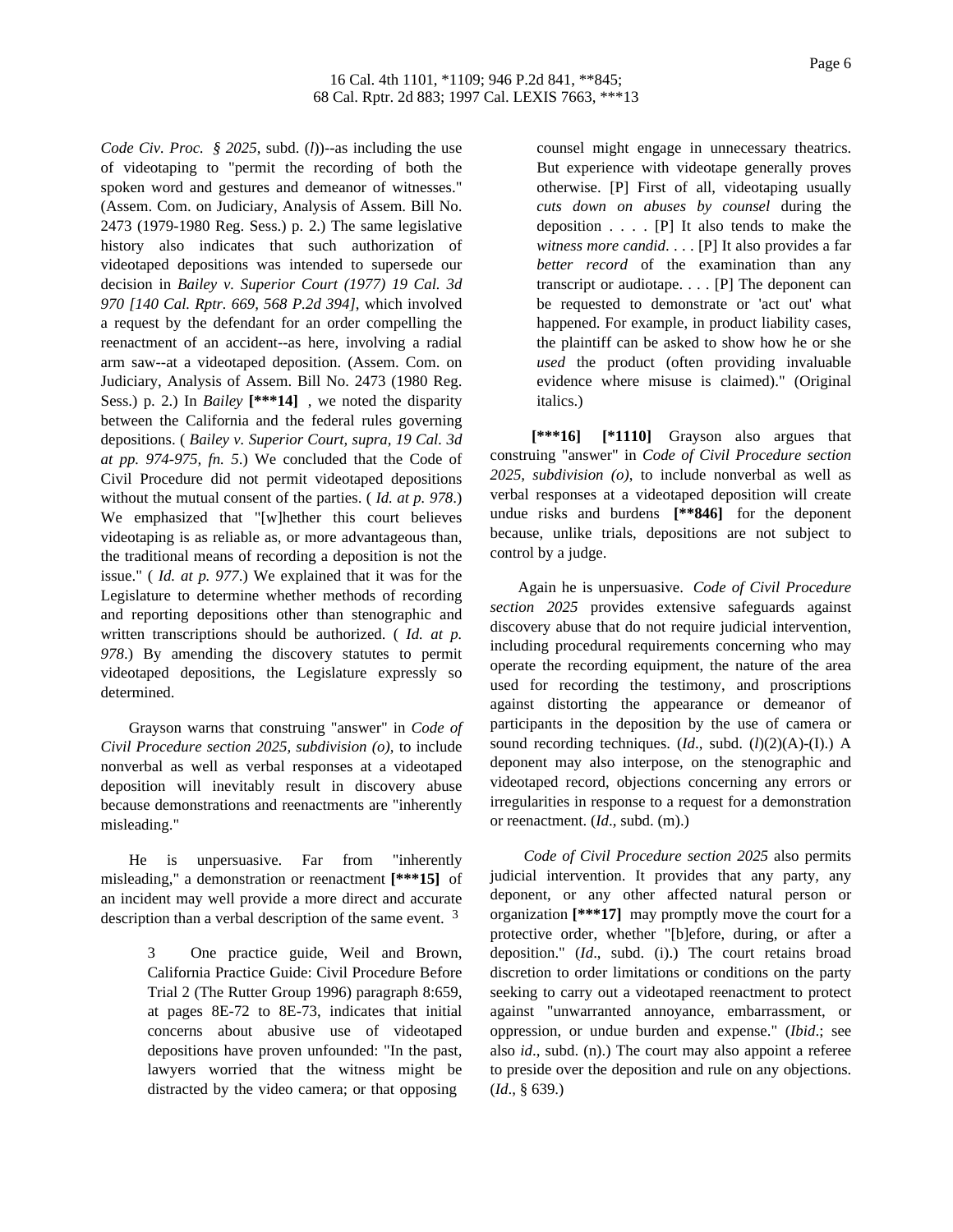*Code Civ. Proc. § 2025*, subd. (*l*))--as including the use of videotaping to "permit the recording of both the spoken word and gestures and demeanor of witnesses." (Assem. Com. on Judiciary, Analysis of Assem. Bill No. 2473 (1979-1980 Reg. Sess.) p. 2.) The same legislative history also indicates that such authorization of videotaped depositions was intended to supersede our decision in *Bailey v. Superior Court (1977) 19 Cal. 3d 970 [140 Cal. Rptr. 669, 568 P.2d 394]*, which involved a request by the defendant for an order compelling the reenactment of an accident--as here, involving a radial arm saw--at a videotaped deposition. (Assem. Com. on Judiciary, Analysis of Assem. Bill No. 2473 (1980 Reg. Sess.) p. 2.) In *Bailey* **[\*\*\*14]** , we noted the disparity between the California and the federal rules governing depositions. ( *Bailey v. Superior Court, supra, 19 Cal. 3d at pp. 974-975, fn. 5*.) We concluded that the Code of Civil Procedure did not permit videotaped depositions without the mutual consent of the parties. ( *Id. at p. 978*.) We emphasized that "[w]hether this court believes videotaping is as reliable as, or more advantageous than, the traditional means of recording a deposition is not the issue." ( *Id. at p. 977*.) We explained that it was for the Legislature to determine whether methods of recording and reporting depositions other than stenographic and written transcriptions should be authorized. ( *Id. at p. 978*.) By amending the discovery statutes to permit videotaped depositions, the Legislature expressly so determined.

Grayson warns that construing "answer" in *Code of Civil Procedure section 2025, subdivision (o)*, to include nonverbal as well as verbal responses at a videotaped deposition will inevitably result in discovery abuse because demonstrations and reenactments are "inherently misleading."

He is unpersuasive. Far from "inherently misleading," a demonstration or reenactment **[\*\*\*15]** of an incident may well provide a more direct and accurate description than a verbal description of the same event. [3]

> 3 One practice guide, Weil and Brown, California Practice Guide: Civil Procedure Before Trial 2 (The Rutter Group 1996) paragraph 8:659, at pages 8E-72 to 8E-73, indicates that initial concerns about abusive use of videotaped depositions have proven unfounded: "In the past, lawyers worried that the witness might be distracted by the video camera; or that opposing counsel might engage in unnecessary theatrics. But experience with videotape generally proves otherwise. [P] First of all, videotaping usually *cuts down on abuses by counsel* during the deposition . . . . [P] It also tends to make the *witness more candid*. . . . [P] It also provides a far *better record* of the examination than any transcript or audiotape. . . . [P] The deponent can be requested to demonstrate or 'act out' what happened. For example, in product liability cases, the plaintiff can be asked to show how he or she *used* the product (often providing invaluable evidence where misuse is claimed)." (Original italics.)

**[\*\*\*16]** **[\*1110]** Grayson also argues that construing "answer" in *Code of Civil Procedure section 2025, subdivision (o)*, to include nonverbal as well as verbal responses at a videotaped deposition will create undue risks and burdens **[\*\*846]** for the deponent because, unlike trials, depositions are not subject to control by a judge.

Again he is unpersuasive. *Code of Civil Procedure section 2025* provides extensive safeguards against discovery abuse that do not require judicial intervention, including procedural requirements concerning who may operate the recording equipment, the nature of the area used for recording the testimony, and proscriptions against distorting the appearance or demeanor of participants in the deposition by the use of camera or sound recording techniques. (*Id*., subd. (*l*)(2)(A)-(I).) A deponent may also interpose, on the stenographic and videotaped record, objections concerning any errors or irregularities in response to a request for a demonstration or reenactment. (*Id*., subd. (m).)

*Code of Civil Procedure section 2025* also permits judicial intervention. It provides that any party, any deponent, or any other affected natural person or organization **[\*\*\*17]** may promptly move the court for a protective order, whether "[b]efore, during, or after a deposition." (*Id*., subd. (i).) The court retains broad discretion to order limitations or conditions on the party seeking to carry out a videotaped reenactment to protect against "unwarranted annoyance, embarrassment, or oppression, or undue burden and expense." (*Ibid*.; see also *id*., subd. (n).) The court may also appoint a referee to preside over the deposition and rule on any objections. (*Id*., § 639.)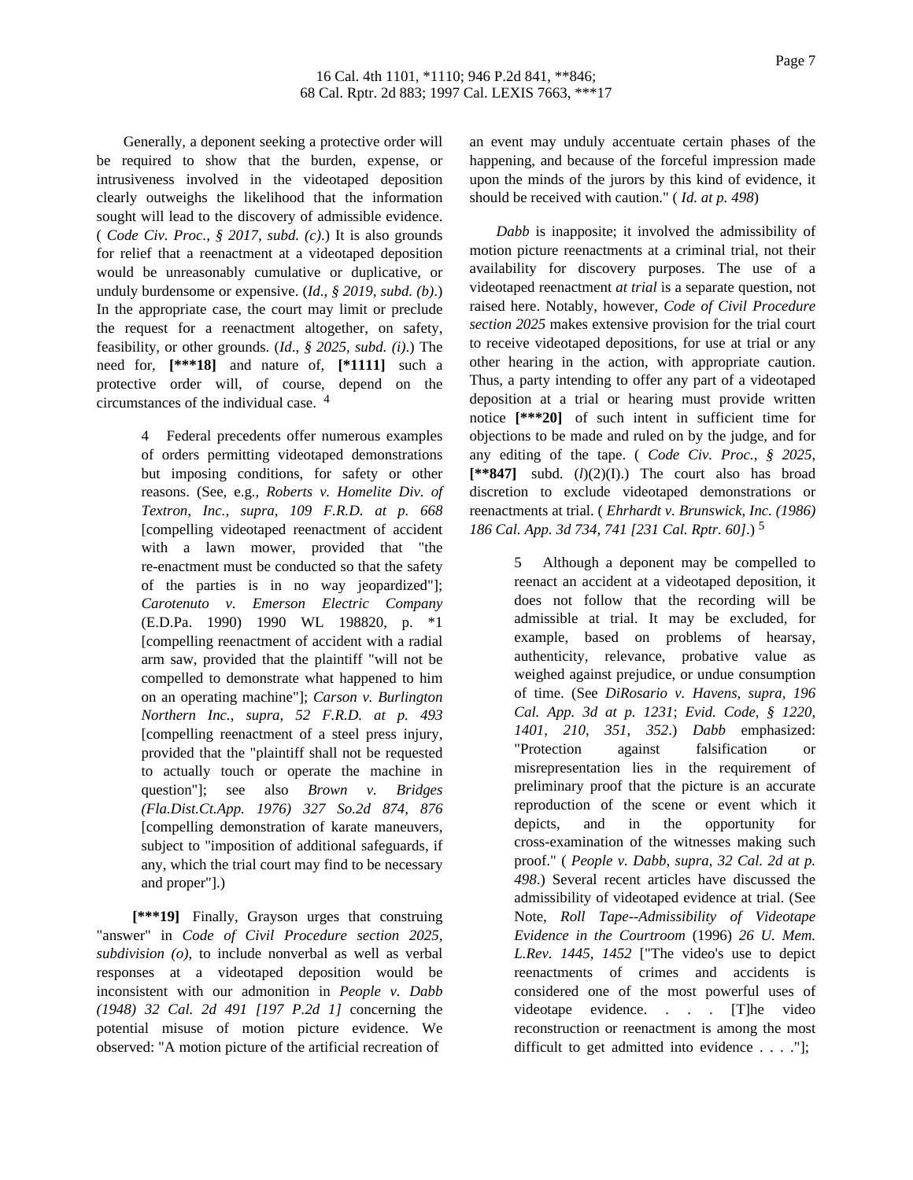Generally, a deponent seeking a protective order will be required to show that the burden, expense, or intrusiveness involved in the videotaped deposition clearly outweighs the likelihood that the information sought will lead to the discovery of admissible evidence. ( *Code Civ. Proc., § 2017, subd. (c)*.) It is also grounds for relief that a reenactment at a videotaped deposition would be unreasonably cumulative or duplicative, or unduly burdensome or expensive. (*Id., § 2019, subd. (b)*.) In the appropriate case, the court may limit or preclude the request for a reenactment altogether, on safety, feasibility, or other grounds. (*Id., § 2025, subd. (i)*.) The need for, **[***18]** and nature of, **[*1111]** such a protective order will, of course, depend on the circumstances of the individual case. [4]

> 4 Federal precedents offer numerous examples of orders permitting videotaped demonstrations but imposing conditions, for safety or other reasons. (See, e.g., *Roberts v. Homelite Div. of Textron, Inc., supra, 109 F.R.D. at p. 668* [compelling videotaped reenactment of accident with a lawn mower, provided that "the re-enactment must be conducted so that the safety of the parties is in no way jeopardized"]; *Carotenuto v. Emerson Electric Company* (E.D.Pa. 1990) 1990 WL 198820, p. *1 [compelling reenactment of accident with a radial arm saw, provided that the plaintiff "will not be compelled to demonstrate what happened to him on an operating machine"]; *Carson v. Burlington Northern Inc., supra, 52 F.R.D. at p. 493* [compelling reenactment of a steel press injury, provided that the "plaintiff shall not be requested to actually touch or operate the machine in question"]; see also *Brown v. Bridges (Fla.Dist.Ct.App. 1976) 327 So.2d 874, 876* [compelling demonstration of karate maneuvers, subject to "imposition of additional safeguards, if any, which the trial court may find to be necessary and proper"].)

**[***19]** Finally, Grayson urges that construing "answer" in *Code of Civil Procedure section 2025, subdivision (o)*, to include nonverbal as well as verbal responses at a videotaped deposition would be inconsistent with our admonition in *People v. Dabb (1948) 32 Cal. 2d 491 [197 P.2d 1]* concerning the potential misuse of motion picture evidence. We observed: "A motion picture of the artificial recreation of an event may unduly accentuate certain phases of the happening, and because of the forceful impression made upon the minds of the jurors by this kind of evidence, it should be received with caution." ( *Id. at p. 498*)

*Dabb* is inapposite; it involved the admissibility of motion picture reenactments at a criminal trial, not their availability for discovery purposes. The use of a videotaped reenactment *at trial* is a separate question, not raised here. Notably, however, *Code of Civil Procedure section 2025* makes extensive provision for the trial court to receive videotaped depositions, for use at trial or any other hearing in the action, with appropriate caution. Thus, a party intending to offer any part of a videotaped deposition at a trial or hearing must provide written notice **[***20]** of such intent in sufficient time for objections to be made and ruled on by the judge, and for any editing of the tape. ( *Code Civ. Proc., § 2025*, **[**847]** subd. (*l*)(2)(I).) The court also has broad discretion to exclude videotaped demonstrations or reenactments at trial. ( *Ehrhardt v. Brunswick, Inc. (1986) 186 Cal. App. 3d 734, 741 [231 Cal. Rptr. 60]*.) [5]

> 5 Although a deponent may be compelled to reenact an accident at a videotaped deposition, it does not follow that the recording will be admissible at trial. It may be excluded, for example, based on problems of hearsay, authenticity, relevance, probative value as weighed against prejudice, or undue consumption of time. (See *DiRosario v. Havens, supra, 196 Cal. App. 3d at p. 1231*; *Evid. Code, § 1220, 1401, 210, 351, 352*.) *Dabb* emphasized: "Protection against falsification or misrepresentation lies in the requirement of preliminary proof that the picture is an accurate reproduction of the scene or event which it depicts, and in the opportunity for cross-examination of the witnesses making such proof." ( *People v. Dabb, supra, 32 Cal. 2d at p. 498*.) Several recent articles have discussed the admissibility of videotaped evidence at trial. (See Note, *Roll Tape--Admissibility of Videotape Evidence in the Courtroom* (1996) *26 U. Mem. L.Rev. 1445, 1452* ["The video's use to depict reenactments of crimes and accidents is considered one of the most powerful uses of videotape evidence. . . . [T]he video reconstruction or reenactment is among the most difficult to get admitted into evidence . . . ."];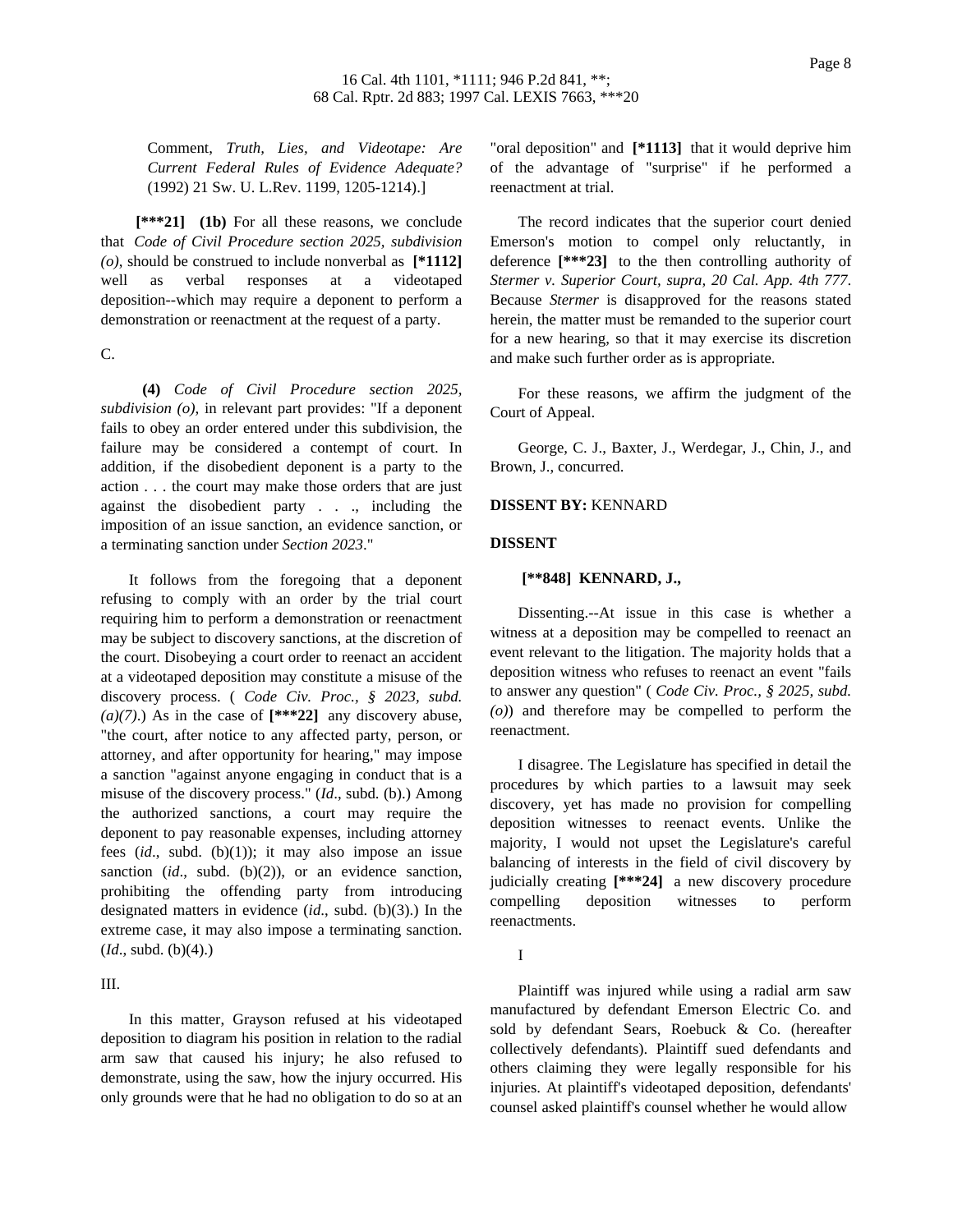Comment, *Truth, Lies, and Videotape: Are Current Federal Rules of Evidence Adequate?* (1992) 21 Sw. U. L.Rev. 1199, 1205-1214).]

**[***21]** **(1b)** For all these reasons, we conclude that *Code of Civil Procedure section 2025, subdivision (o)*, should be construed to include nonverbal as **[*1112]** well as verbal responses at a videotaped deposition--which may require a deponent to perform a demonstration or reenactment at the request of a party.

C.

**(4)** *Code of Civil Procedure section 2025, subdivision (o)*, in relevant part provides: "If a deponent fails to obey an order entered under this subdivision, the failure may be considered a contempt of court. In addition, if the disobedient deponent is a party to the action . . . the court may make those orders that are just against the disobedient party . . ., including the imposition of an issue sanction, an evidence sanction, or a terminating sanction under *Section 2023*."

It follows from the foregoing that a deponent refusing to comply with an order by the trial court requiring him to perform a demonstration or reenactment may be subject to discovery sanctions, at the discretion of the court. Disobeying a court order to reenact an accident at a videotaped deposition may constitute a misuse of the discovery process. ( *Code Civ. Proc., § 2023, subd. (a)(7)*.) As in the case of **[***22]** any discovery abuse, "the court, after notice to any affected party, person, or attorney, and after opportunity for hearing," may impose a sanction "against anyone engaging in conduct that is a misuse of the discovery process." (*Id*., subd. (b).) Among the authorized sanctions, a court may require the deponent to pay reasonable expenses, including attorney fees (*id*., subd. (b)(1)); it may also impose an issue sanction (*id*., subd. (b)(2)), or an evidence sanction, prohibiting the offending party from introducing designated matters in evidence (*id*., subd. (b)(3).) In the extreme case, it may also impose a terminating sanction. (*Id*., subd. (b)(4).)

III.

In this matter, Grayson refused at his videotaped deposition to diagram his position in relation to the radial arm saw that caused his injury; he also refused to demonstrate, using the saw, how the injury occurred. His only grounds were that he had no obligation to do so at an "oral deposition" and **[*1113]** that it would deprive him of the advantage of "surprise" if he performed a reenactment at trial.

The record indicates that the superior court denied Emerson's motion to compel only reluctantly, in deference **[***23]** to the then controlling authority of *Stermer v. Superior Court, supra, 20 Cal. App. 4th 777*. Because *Stermer* is disapproved for the reasons stated herein, the matter must be remanded to the superior court for a new hearing, so that it may exercise its discretion and make such further order as is appropriate.

For these reasons, we affirm the judgment of the Court of Appeal.

George, C. J., Baxter, J., Werdegar, J., Chin, J., and Brown, J., concurred.

**DISSENT BY:** KENNARD

**DISSENT**

**[**848] KENNARD, J.,**

Dissenting.--At issue in this case is whether a witness at a deposition may be compelled to reenact an event relevant to the litigation. The majority holds that a deposition witness who refuses to reenact an event "fails to answer any question" ( *Code Civ. Proc., § 2025, subd. (o)*) and therefore may be compelled to perform the reenactment.

I disagree. The Legislature has specified in detail the procedures by which parties to a lawsuit may seek discovery, yet has made no provision for compelling deposition witnesses to reenact events. Unlike the majority, I would not upset the Legislature's careful balancing of interests in the field of civil discovery by judicially creating **[***24]** a new discovery procedure compelling deposition witnesses to perform reenactments.

I

Plaintiff was injured while using a radial arm saw manufactured by defendant Emerson Electric Co. and sold by defendant Sears, Roebuck & Co. (hereafter collectively defendants). Plaintiff sued defendants and others claiming they were legally responsible for his injuries. At plaintiff's videotaped deposition, defendants' counsel asked plaintiff's counsel whether he would allow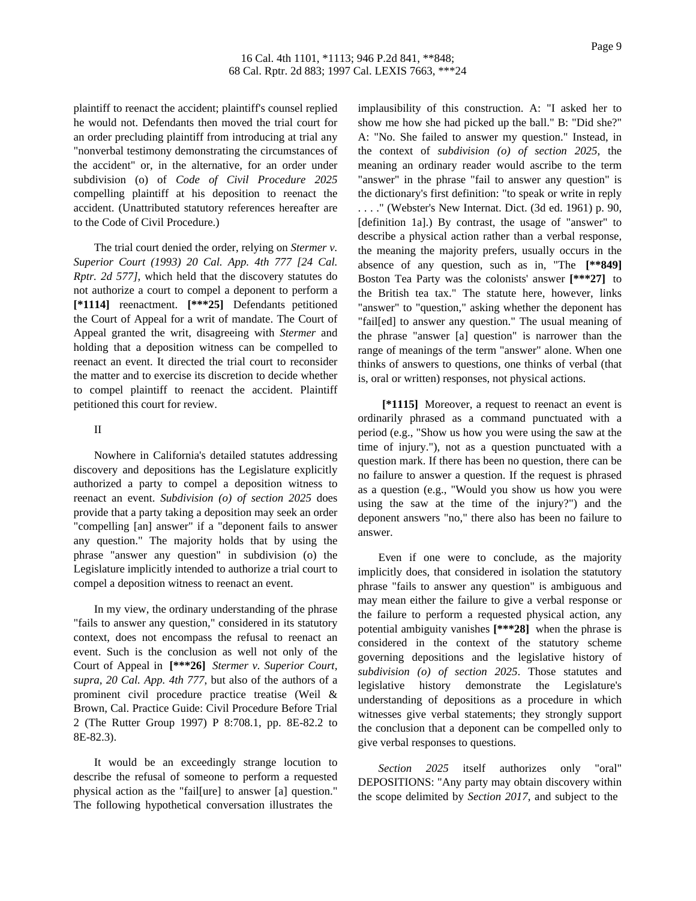plaintiff to reenact the accident; plaintiff's counsel replied he would not. Defendants then moved the trial court for an order precluding plaintiff from introducing at trial any "nonverbal testimony demonstrating the circumstances of the accident" or, in the alternative, for an order under subdivision (o) of *Code of Civil Procedure 2025* compelling plaintiff at his deposition to reenact the accident. (Unattributed statutory references hereafter are to the Code of Civil Procedure.)

The trial court denied the order, relying on *Stermer v. Superior Court (1993) 20 Cal. App. 4th 777 [24 Cal. Rptr. 2d 577],* which held that the discovery statutes do not authorize a court to compel a deponent to perform a **[\*1114]** reenactment. **[\*\*\*25]** Defendants petitioned the Court of Appeal for a writ of mandate. The Court of Appeal granted the writ, disagreeing with *Stermer* and holding that a deposition witness can be compelled to reenact an event. It directed the trial court to reconsider the matter and to exercise its discretion to decide whether to compel plaintiff to reenact the accident. Plaintiff petitioned this court for review.

II

Nowhere in California's detailed statutes addressing discovery and depositions has the Legislature explicitly authorized a party to compel a deposition witness to reenact an event. *Subdivision (o) of section 2025* does provide that a party taking a deposition may seek an order "compelling [an] answer" if a "deponent fails to answer any question." The majority holds that by using the phrase "answer any question" in subdivision (o) the Legislature implicitly intended to authorize a trial court to compel a deposition witness to reenact an event.

In my view, the ordinary understanding of the phrase "fails to answer any question," considered in its statutory context, does not encompass the refusal to reenact an event. Such is the conclusion as well not only of the Court of Appeal in **[\*\*\*26]** *Stermer v. Superior Court, supra, 20 Cal. App. 4th 777,* but also of the authors of a prominent civil procedure practice treatise (Weil & Brown, Cal. Practice Guide: Civil Procedure Before Trial 2 (The Rutter Group 1997) P 8:708.1, pp. 8E-82.2 to 8E-82.3).

It would be an exceedingly strange locution to describe the refusal of someone to perform a requested physical action as the "fail[ure] to answer [a] question." The following hypothetical conversation illustrates the implausibility of this construction. A: "I asked her to show me how she had picked up the ball." B: "Did she?" A: "No. She failed to answer my question." Instead, in the context of *subdivision (o) of section 2025*, the meaning an ordinary reader would ascribe to the term "answer" in the phrase "fail to answer any question" is the dictionary's first definition: "to speak or write in reply . . . ." (Webster's New Internat. Dict. (3d ed. 1961) p. 90, [definition 1a].) By contrast, the usage of "answer" to describe a physical action rather than a verbal response, the meaning the majority prefers, usually occurs in the absence of any question, such as in, "The **[\*\*849]** Boston Tea Party was the colonists' answer **[\*\*\*27]** to the British tea tax." The statute here, however, links "answer" to "question," asking whether the deponent has "fail[ed] to answer any question." The usual meaning of the phrase "answer [a] question" is narrower than the range of meanings of the term "answer" alone. When one thinks of answers to questions, one thinks of verbal (that is, oral or written) responses, not physical actions.

**[\*1115]** Moreover, a request to reenact an event is ordinarily phrased as a command punctuated with a period (e.g., "Show us how you were using the saw at the time of injury."), not as a question punctuated with a question mark. If there has been no question, there can be no failure to answer a question. If the request is phrased as a question (e.g., "Would you show us how you were using the saw at the time of the injury?") and the deponent answers "no," there also has been no failure to answer.

Even if one were to conclude, as the majority implicitly does, that considered in isolation the statutory phrase "fails to answer any question" is ambiguous and may mean either the failure to give a verbal response or the failure to perform a requested physical action, any potential ambiguity vanishes **[\*\*\*28]** when the phrase is considered in the context of the statutory scheme governing depositions and the legislative history of *subdivision (o) of section 2025*. Those statutes and legislative history demonstrate the Legislature's understanding of depositions as a procedure in which witnesses give verbal statements; they strongly support the conclusion that a deponent can be compelled only to give verbal responses to questions.

*Section 2025* itself authorizes only "oral" DEPOSITIONS: "Any party may obtain discovery within the scope delimited by *Section 2017*, and subject to the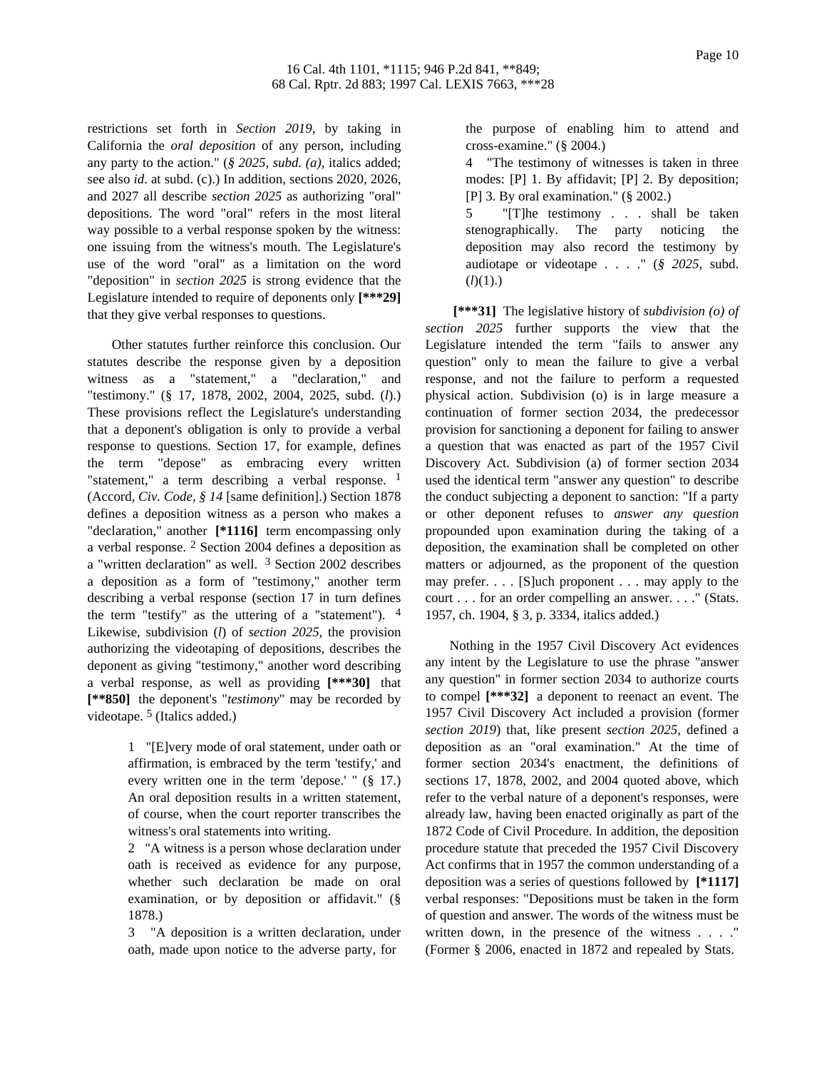restrictions set forth in *Section 2019*, by taking in California the *oral deposition* of any person, including any party to the action." (*§ 2025, subd. (a)*, italics added; see also *id*. at subd. (c).) In addition, sections 2020, 2026, and 2027 all describe *section 2025* as authorizing "oral" depositions. The word "oral" refers in the most literal way possible to a verbal response spoken by the witness: one issuing from the witness's mouth. The Legislature's use of the word "oral" as a limitation on the word "deposition" in *section 2025* is strong evidence that the Legislature intended to require of deponents only **[***29]** that they give verbal responses to questions.

Other statutes further reinforce this conclusion. Our statutes describe the response given by a deposition witness as a "statement," a "declaration," and "testimony." (§ 17, 1878, 2002, 2004, 2025, subd. (*l*).) These provisions reflect the Legislature's understanding that a deponent's obligation is only to provide a verbal response to questions. Section 17, for example, defines the term "depose" as embracing every written "statement," a term describing a verbal response. [1] (Accord, *Civ. Code, § 14* [same definition].) Section 1878 defines a deposition witness as a person who makes a "declaration," another **[*1116]** term encompassing only a verbal response. [2] Section 2004 defines a deposition as a "written declaration" as well. [3] Section 2002 describes a deposition as a form of "testimony," another term describing a verbal response (section 17 in turn defines the term "testify" as the uttering of a "statement"). [4] Likewise, subdivision (*l*) of *section 2025*, the provision authorizing the videotaping of depositions, describes the deponent as giving "testimony," another word describing a verbal response, as well as providing **[***30]** that **[**850]** the deponent's "*testimony*" may be recorded by videotape. [5] (Italics added.)

1 "[E]very mode of oral statement, under oath or affirmation, is embraced by the term 'testify,' and every written one in the term 'depose.' " (§ 17.) An oral deposition results in a written statement, of course, when the court reporter transcribes the witness's oral statements into writing.

2 "A witness is a person whose declaration under oath is received as evidence for any purpose, whether such declaration be made on oral examination, or by deposition or affidavit." (§ 1878.)

3 "A deposition is a written declaration, under oath, made upon notice to the adverse party, for the purpose of enabling him to attend and cross-examine." (§ 2004.)

4 "The testimony of witnesses is taken in three modes: [P] 1. By affidavit; [P] 2. By deposition; [P] 3. By oral examination." (§ 2002.)

5 "[T]he testimony . . . shall be taken stenographically. The party noticing the deposition may also record the testimony by audiotape or videotape . . . ." (*§ 2025*, subd. (*l*)(1).)

**[***31]** The legislative history of *subdivision (o) of section 2025* further supports the view that the Legislature intended the term "fails to answer any question" only to mean the failure to give a verbal response, and not the failure to perform a requested physical action. Subdivision (o) is in large measure a continuation of former section 2034, the predecessor provision for sanctioning a deponent for failing to answer a question that was enacted as part of the 1957 Civil Discovery Act. Subdivision (a) of former section 2034 used the identical term "answer any question" to describe the conduct subjecting a deponent to sanction: "If a party or other deponent refuses to *answer any question* propounded upon examination during the taking of a deposition, the examination shall be completed on other matters or adjourned, as the proponent of the question may prefer. . . . [S]uch proponent . . . may apply to the court . . . for an order compelling an answer. . . ." (Stats. 1957, ch. 1904, § 3, p. 3334, italics added.)

Nothing in the 1957 Civil Discovery Act evidences any intent by the Legislature to use the phrase "answer any question" in former section 2034 to authorize courts to compel **[***32]** a deponent to reenact an event. The 1957 Civil Discovery Act included a provision (former *section 2019*) that, like present *section 2025*, defined a deposition as an "oral examination." At the time of former section 2034's enactment, the definitions of sections 17, 1878, 2002, and 2004 quoted above, which refer to the verbal nature of a deponent's responses, were already law, having been enacted originally as part of the 1872 Code of Civil Procedure. In addition, the deposition procedure statute that preceded the 1957 Civil Discovery Act confirms that in 1957 the common understanding of a deposition was a series of questions followed by **[*1117]** verbal responses: "Depositions must be taken in the form of question and answer. The words of the witness must be written down, in the presence of the witness . . . ." (Former § 2006, enacted in 1872 and repealed by Stats.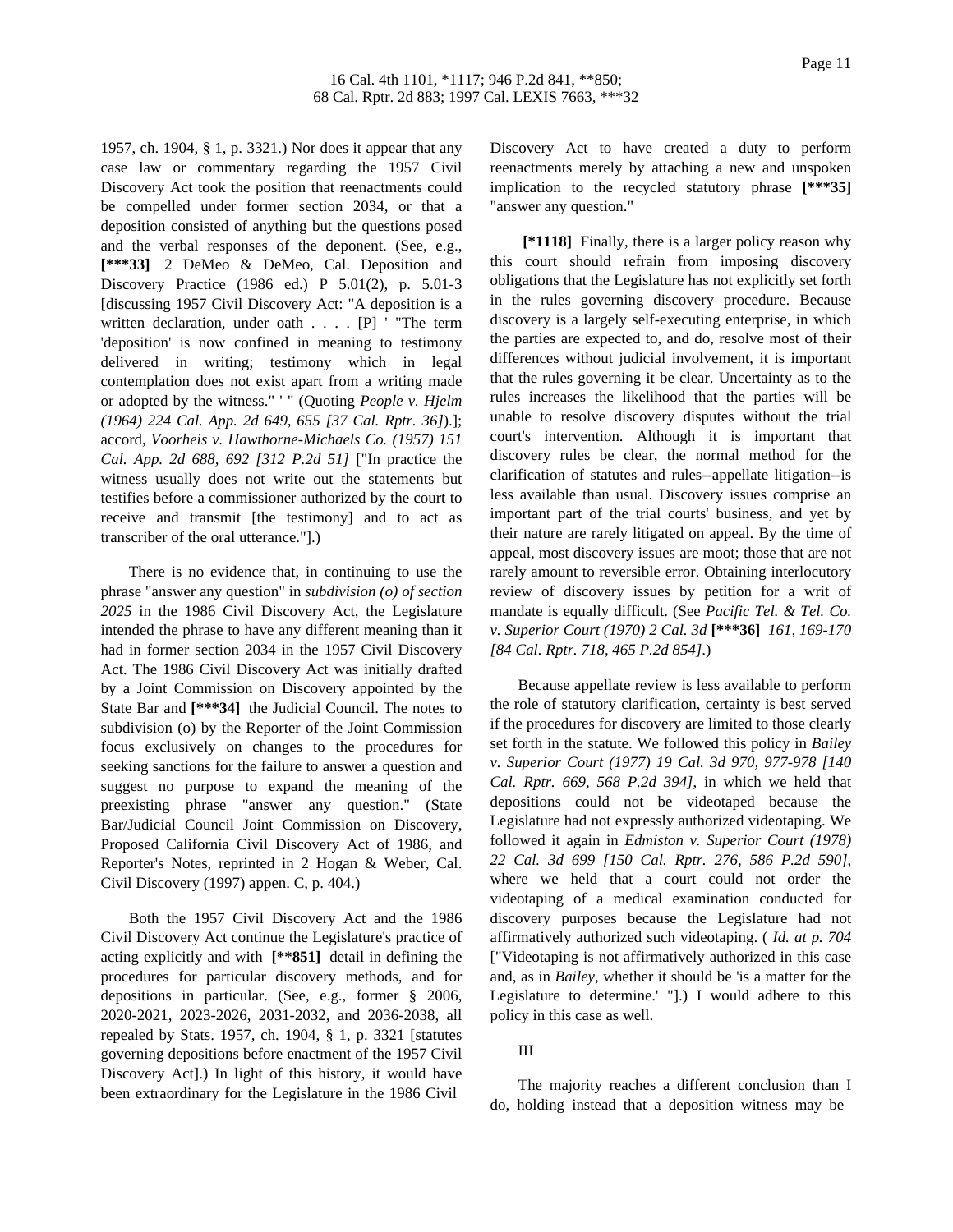1957, ch. 1904, § 1, p. 3321.) Nor does it appear that any case law or commentary regarding the 1957 Civil Discovery Act took the position that reenactments could be compelled under former section 2034, or that a deposition consisted of anything but the questions posed and the verbal responses of the deponent. (See, e.g., **[***33]** 2 DeMeo & DeMeo, Cal. Deposition and Discovery Practice (1986 ed.) P 5.01(2), p. 5.01-3 [discussing 1957 Civil Discovery Act: "A deposition is a written declaration, under oath . . . . [P] ' "The term 'deposition' is now confined in meaning to testimony delivered in writing; testimony which in legal contemplation does not exist apart from a writing made or adopted by the witness." ' " (Quoting *People v. Hjelm (1964) 224 Cal. App. 2d 649, 655 [37 Cal. Rptr. 36]*).]; accord, *Voorheis v. Hawthorne-Michaels Co. (1957) 151 Cal. App. 2d 688, 692 [312 P.2d 51]* ["In practice the witness usually does not write out the statements but testifies before a commissioner authorized by the court to receive and transmit [the testimony] and to act as transcriber of the oral utterance."].)

There is no evidence that, in continuing to use the phrase "answer any question" in *subdivision (o) of section 2025* in the 1986 Civil Discovery Act, the Legislature intended the phrase to have any different meaning than it had in former section 2034 in the 1957 Civil Discovery Act. The 1986 Civil Discovery Act was initially drafted by a Joint Commission on Discovery appointed by the State Bar and **[***34]** the Judicial Council. The notes to subdivision (o) by the Reporter of the Joint Commission focus exclusively on changes to the procedures for seeking sanctions for the failure to answer a question and suggest no purpose to expand the meaning of the preexisting phrase "answer any question." (State Bar/Judicial Council Joint Commission on Discovery, Proposed California Civil Discovery Act of 1986, and Reporter's Notes, reprinted in 2 Hogan & Weber, Cal. Civil Discovery (1997) appen. C, p. 404.)

Both the 1957 Civil Discovery Act and the 1986 Civil Discovery Act continue the Legislature's practice of acting explicitly and with **[**851]** detail in defining the procedures for particular discovery methods, and for depositions in particular. (See, e.g., former § 2006, 2020-2021, 2023-2026, 2031-2032, and 2036-2038, all repealed by Stats. 1957, ch. 1904, § 1, p. 3321 [statutes governing depositions before enactment of the 1957 Civil Discovery Act].) In light of this history, it would have been extraordinary for the Legislature in the 1986 Civil Discovery Act to have created a duty to perform reenactments merely by attaching a new and unspoken implication to the recycled statutory phrase **[***35]** "answer any question."

**[*1118]** Finally, there is a larger policy reason why this court should refrain from imposing discovery obligations that the Legislature has not explicitly set forth in the rules governing discovery procedure. Because discovery is a largely self-executing enterprise, in which the parties are expected to, and do, resolve most of their differences without judicial involvement, it is important that the rules governing it be clear. Uncertainty as to the rules increases the likelihood that the parties will be unable to resolve discovery disputes without the trial court's intervention. Although it is important that discovery rules be clear, the normal method for the clarification of statutes and rules--appellate litigation--is less available than usual. Discovery issues comprise an important part of the trial courts' business, and yet by their nature are rarely litigated on appeal. By the time of appeal, most discovery issues are moot; those that are not rarely amount to reversible error. Obtaining interlocutory review of discovery issues by petition for a writ of mandate is equally difficult. (See *Pacific Tel. & Tel. Co. v. Superior Court (1970) 2 Cal. 3d* **[***36]** *161, 169-170 [84 Cal. Rptr. 718, 465 P.2d 854]*.)

Because appellate review is less available to perform the role of statutory clarification, certainty is best served if the procedures for discovery are limited to those clearly set forth in the statute. We followed this policy in *Bailey v. Superior Court (1977) 19 Cal. 3d 970, 977-978 [140 Cal. Rptr. 669, 568 P.2d 394]*, in which we held that depositions could not be videotaped because the Legislature had not expressly authorized videotaping. We followed it again in *Edmiston v. Superior Court (1978) 22 Cal. 3d 699 [150 Cal. Rptr. 276, 586 P.2d 590]*, where we held that a court could not order the videotaping of a medical examination conducted for discovery purposes because the Legislature had not affirmatively authorized such videotaping. ( *Id. at p. 704* ["Videotaping is not affirmatively authorized in this case and, as in *Bailey*, whether it should be 'is a matter for the Legislature to determine.' "].) I would adhere to this policy in this case as well.

III

The majority reaches a different conclusion than I do, holding instead that a deposition witness may be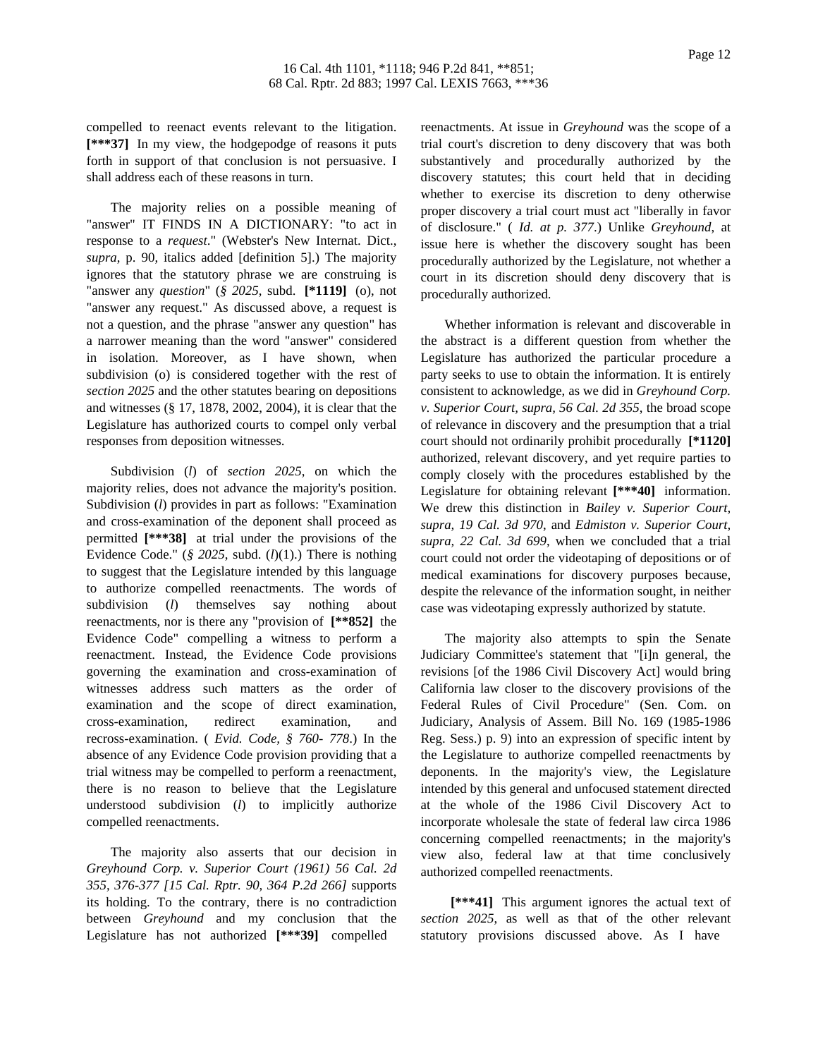compelled to reenact events relevant to the litigation. **[\*\*\*37]** In my view, the hodgepodge of reasons it puts forth in support of that conclusion is not persuasive. I shall address each of these reasons in turn.

The majority relies on a possible meaning of "answer" IT FINDS IN A DICTIONARY: "to act in response to a *request*." (Webster's New Internat. Dict., *supra*, p. 90, italics added [definition 5].) The majority ignores that the statutory phrase we are construing is "answer any *question*" (*§ 2025*, subd. **[\*1119]** (o), not "answer any request." As discussed above, a request is not a question, and the phrase "answer any question" has a narrower meaning than the word "answer" considered in isolation. Moreover, as I have shown, when subdivision (o) is considered together with the rest of *section 2025* and the other statutes bearing on depositions and witnesses (§ 17, 1878, 2002, 2004), it is clear that the Legislature has authorized courts to compel only verbal responses from deposition witnesses.

Subdivision (*l*) of *section 2025*, on which the majority relies, does not advance the majority's position. Subdivision (*l*) provides in part as follows: "Examination and cross-examination of the deponent shall proceed as permitted **[\*\*\*38]** at trial under the provisions of the Evidence Code." (*§ 2025*, subd. (*l*)(1).) There is nothing to suggest that the Legislature intended by this language to authorize compelled reenactments. The words of subdivision (*l*) themselves say nothing about reenactments, nor is there any "provision of **[\*\*852]** the Evidence Code" compelling a witness to perform a reenactment. Instead, the Evidence Code provisions governing the examination and cross-examination of witnesses address such matters as the order of examination and the scope of direct examination, cross-examination, redirect examination, and recross-examination. ( *Evid. Code, § 760- 778*.) In the absence of any Evidence Code provision providing that a trial witness may be compelled to perform a reenactment, there is no reason to believe that the Legislature understood subdivision (*l*) to implicitly authorize compelled reenactments.

The majority also asserts that our decision in *Greyhound Corp. v. Superior Court (1961) 56 Cal. 2d 355, 376-377 [15 Cal. Rptr. 90, 364 P.2d 266]* supports its holding. To the contrary, there is no contradiction between *Greyhound* and my conclusion that the Legislature has not authorized **[\*\*\*39]** compelled reenactments. At issue in *Greyhound* was the scope of a trial court's discretion to deny discovery that was both substantively and procedurally authorized by the discovery statutes; this court held that in deciding whether to exercise its discretion to deny otherwise proper discovery a trial court must act "liberally in favor of disclosure." ( *Id. at p. 377*.) Unlike *Greyhound*, at issue here is whether the discovery sought has been procedurally authorized by the Legislature, not whether a court in its discretion should deny discovery that is procedurally authorized.

Whether information is relevant and discoverable in the abstract is a different question from whether the Legislature has authorized the particular procedure a party seeks to use to obtain the information. It is entirely consistent to acknowledge, as we did in *Greyhound Corp. v. Superior Court, supra, 56 Cal. 2d 355*, the broad scope of relevance in discovery and the presumption that a trial court should not ordinarily prohibit procedurally **[\*1120]** authorized, relevant discovery, and yet require parties to comply closely with the procedures established by the Legislature for obtaining relevant **[\*\*\*40]** information. We drew this distinction in *Bailey v. Superior Court, supra, 19 Cal. 3d 970*, and *Edmiston v. Superior Court, supra, 22 Cal. 3d 699*, when we concluded that a trial court could not order the videotaping of depositions or of medical examinations for discovery purposes because, despite the relevance of the information sought, in neither case was videotaping expressly authorized by statute.

The majority also attempts to spin the Senate Judiciary Committee's statement that "[i]n general, the revisions [of the 1986 Civil Discovery Act] would bring California law closer to the discovery provisions of the Federal Rules of Civil Procedure" (Sen. Com. on Judiciary, Analysis of Assem. Bill No. 169 (1985-1986 Reg. Sess.) p. 9) into an expression of specific intent by the Legislature to authorize compelled reenactments by deponents. In the majority's view, the Legislature intended by this general and unfocused statement directed at the whole of the 1986 Civil Discovery Act to incorporate wholesale the state of federal law circa 1986 concerning compelled reenactments; in the majority's view also, federal law at that time conclusively authorized compelled reenactments.

**[\*\*\*41]** This argument ignores the actual text of *section 2025*, as well as that of the other relevant statutory provisions discussed above. As I have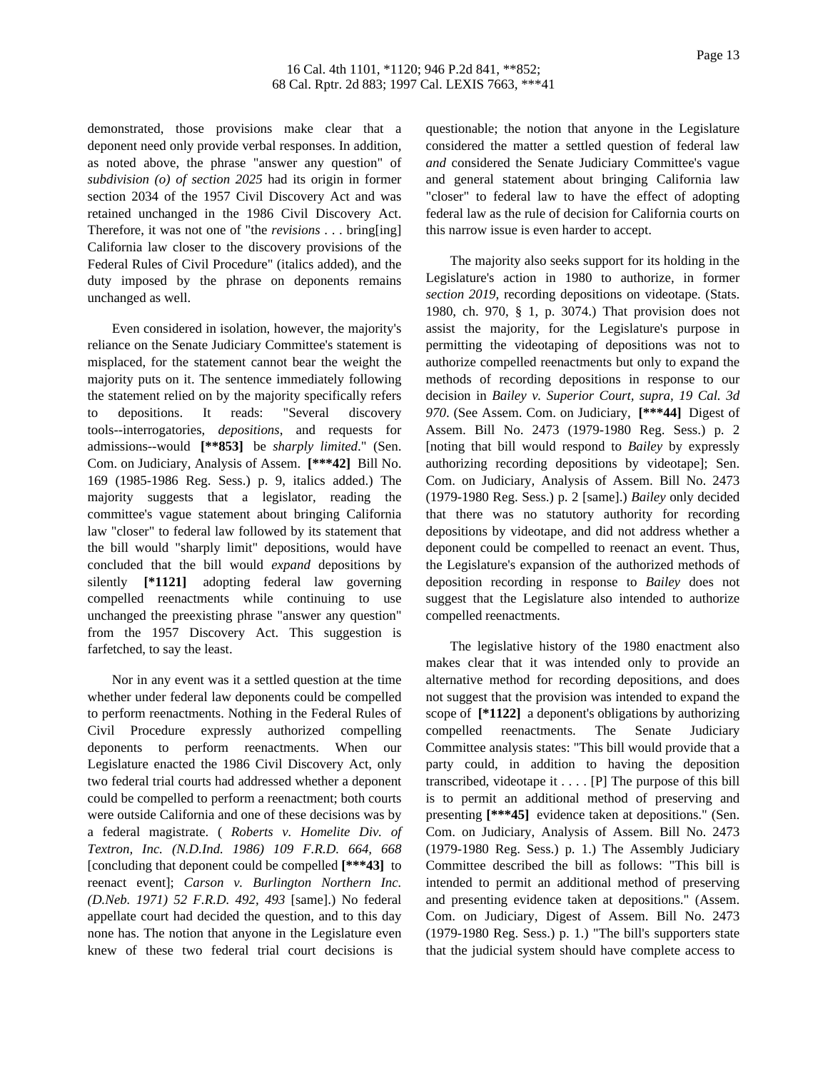demonstrated, those provisions make clear that a deponent need only provide verbal responses. In addition, as noted above, the phrase "answer any question" of *subdivision (o) of section 2025* had its origin in former section 2034 of the 1957 Civil Discovery Act and was retained unchanged in the 1986 Civil Discovery Act. Therefore, it was not one of "the *revisions* . . . bring[ing] California law closer to the discovery provisions of the Federal Rules of Civil Procedure" (italics added), and the duty imposed by the phrase on deponents remains unchanged as well.

Even considered in isolation, however, the majority's reliance on the Senate Judiciary Committee's statement is misplaced, for the statement cannot bear the weight the majority puts on it. The sentence immediately following the statement relied on by the majority specifically refers to depositions. It reads: "Several discovery tools--interrogatories, *depositions*, and requests for admissions--would **[\*\*853]** be *sharply limited*." (Sen. Com. on Judiciary, Analysis of Assem. **[\*\*\*42]** Bill No. 169 (1985-1986 Reg. Sess.) p. 9, italics added.) The majority suggests that a legislator, reading the committee's vague statement about bringing California law "closer" to federal law followed by its statement that the bill would "sharply limit" depositions, would have concluded that the bill would *expand* depositions by silently **[\*1121]** adopting federal law governing compelled reenactments while continuing to use unchanged the preexisting phrase "answer any question" from the 1957 Discovery Act. This suggestion is farfetched, to say the least.

Nor in any event was it a settled question at the time whether under federal law deponents could be compelled to perform reenactments. Nothing in the Federal Rules of Civil Procedure expressly authorized compelling deponents to perform reenactments. When our Legislature enacted the 1986 Civil Discovery Act, only two federal trial courts had addressed whether a deponent could be compelled to perform a reenactment; both courts were outside California and one of these decisions was by a federal magistrate. ( *Roberts v. Homelite Div. of Textron, Inc. (N.D.Ind. 1986) 109 F.R.D. 664, 668* [concluding that deponent could be compelled **[\*\*\*43]** to reenact event]; *Carson v. Burlington Northern Inc. (D.Neb. 1971) 52 F.R.D. 492, 493* [same].) No federal appellate court had decided the question, and to this day none has. The notion that anyone in the Legislature even knew of these two federal trial court decisions is questionable; the notion that anyone in the Legislature considered the matter a settled question of federal law *and* considered the Senate Judiciary Committee's vague and general statement about bringing California law "closer" to federal law to have the effect of adopting federal law as the rule of decision for California courts on this narrow issue is even harder to accept.

The majority also seeks support for its holding in the Legislature's action in 1980 to authorize, in former *section 2019*, recording depositions on videotape. (Stats. 1980, ch. 970, § 1, p. 3074.) That provision does not assist the majority, for the Legislature's purpose in permitting the videotaping of depositions was not to authorize compelled reenactments but only to expand the methods of recording depositions in response to our decision in *Bailey v. Superior Court, supra, 19 Cal. 3d 970*. (See Assem. Com. on Judiciary, **[\*\*\*44]** Digest of Assem. Bill No. 2473 (1979-1980 Reg. Sess.) p. 2 [noting that bill would respond to *Bailey* by expressly authorizing recording depositions by videotape]; Sen. Com. on Judiciary, Analysis of Assem. Bill No. 2473 (1979-1980 Reg. Sess.) p. 2 [same].) *Bailey* only decided that there was no statutory authority for recording depositions by videotape, and did not address whether a deponent could be compelled to reenact an event. Thus, the Legislature's expansion of the authorized methods of deposition recording in response to *Bailey* does not suggest that the Legislature also intended to authorize compelled reenactments.

The legislative history of the 1980 enactment also makes clear that it was intended only to provide an alternative method for recording depositions, and does not suggest that the provision was intended to expand the scope of **[\*1122]** a deponent's obligations by authorizing compelled reenactments. The Senate Judiciary Committee analysis states: "This bill would provide that a party could, in addition to having the deposition transcribed, videotape it . . . . [P] The purpose of this bill is to permit an additional method of preserving and presenting **[\*\*\*45]** evidence taken at depositions." (Sen. Com. on Judiciary, Analysis of Assem. Bill No. 2473 (1979-1980 Reg. Sess.) p. 1.) The Assembly Judiciary Committee described the bill as follows: "This bill is intended to permit an additional method of preserving and presenting evidence taken at depositions." (Assem. Com. on Judiciary, Digest of Assem. Bill No. 2473 (1979-1980 Reg. Sess.) p. 1.) "The bill's supporters state that the judicial system should have complete access to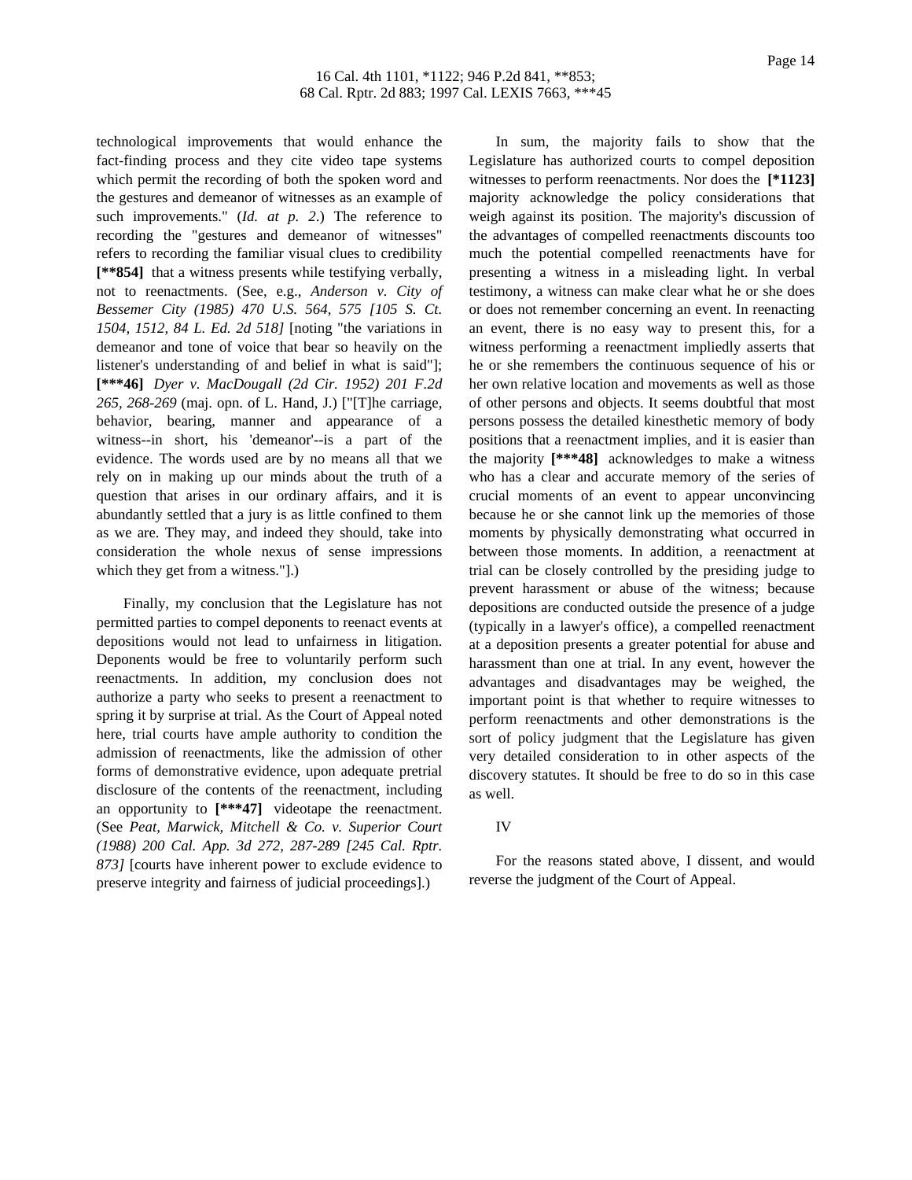technological improvements that would enhance the fact-finding process and they cite video tape systems which permit the recording of both the spoken word and the gestures and demeanor of witnesses as an example of such improvements." (*Id. at p. 2*.) The reference to recording the "gestures and demeanor of witnesses" refers to recording the familiar visual clues to credibility **[**854]** that a witness presents while testifying verbally, not to reenactments. (See, e.g., *Anderson v. City of Bessemer City (1985) 470 U.S. 564, 575 [105 S. Ct. 1504, 1512, 84 L. Ed. 2d 518]* [noting "the variations in demeanor and tone of voice that bear so heavily on the listener's understanding of and belief in what is said"]; **[***46]** *Dyer v. MacDougall (2d Cir. 1952) 201 F.2d 265, 268-269* (maj. opn. of L. Hand, J.) ["[T]he carriage, behavior, bearing, manner and appearance of a witness--in short, his 'demeanor'--is a part of the evidence. The words used are by no means all that we rely on in making up our minds about the truth of a question that arises in our ordinary affairs, and it is abundantly settled that a jury is as little confined to them as we are. They may, and indeed they should, take into consideration the whole nexus of sense impressions which they get from a witness."].)

Finally, my conclusion that the Legislature has not permitted parties to compel deponents to reenact events at depositions would not lead to unfairness in litigation. Deponents would be free to voluntarily perform such reenactments. In addition, my conclusion does not authorize a party who seeks to present a reenactment to spring it by surprise at trial. As the Court of Appeal noted here, trial courts have ample authority to condition the admission of reenactments, like the admission of other forms of demonstrative evidence, upon adequate pretrial disclosure of the contents of the reenactment, including an opportunity to **[***47]** videotape the reenactment. (See *Peat, Marwick, Mitchell & Co. v. Superior Court (1988) 200 Cal. App. 3d 272, 287-289 [245 Cal. Rptr. 873]* [courts have inherent power to exclude evidence to preserve integrity and fairness of judicial proceedings].)

In sum, the majority fails to show that the Legislature has authorized courts to compel deposition witnesses to perform reenactments. Nor does the **[*1123]** majority acknowledge the policy considerations that weigh against its position. The majority's discussion of the advantages of compelled reenactments discounts too much the potential compelled reenactments have for presenting a witness in a misleading light. In verbal testimony, a witness can make clear what he or she does or does not remember concerning an event. In reenacting an event, there is no easy way to present this, for a witness performing a reenactment impliedly asserts that he or she remembers the continuous sequence of his or her own relative location and movements as well as those of other persons and objects. It seems doubtful that most persons possess the detailed kinesthetic memory of body positions that a reenactment implies, and it is easier than the majority **[***48]** acknowledges to make a witness who has a clear and accurate memory of the series of crucial moments of an event to appear unconvincing because he or she cannot link up the memories of those moments by physically demonstrating what occurred in between those moments. In addition, a reenactment at trial can be closely controlled by the presiding judge to prevent harassment or abuse of the witness; because depositions are conducted outside the presence of a judge (typically in a lawyer's office), a compelled reenactment at a deposition presents a greater potential for abuse and harassment than one at trial. In any event, however the advantages and disadvantages may be weighed, the important point is that whether to require witnesses to perform reenactments and other demonstrations is the sort of policy judgment that the Legislature has given very detailed consideration to in other aspects of the discovery statutes. It should be free to do so in this case as well.

IV

For the reasons stated above, I dissent, and would reverse the judgment of the Court of Appeal.